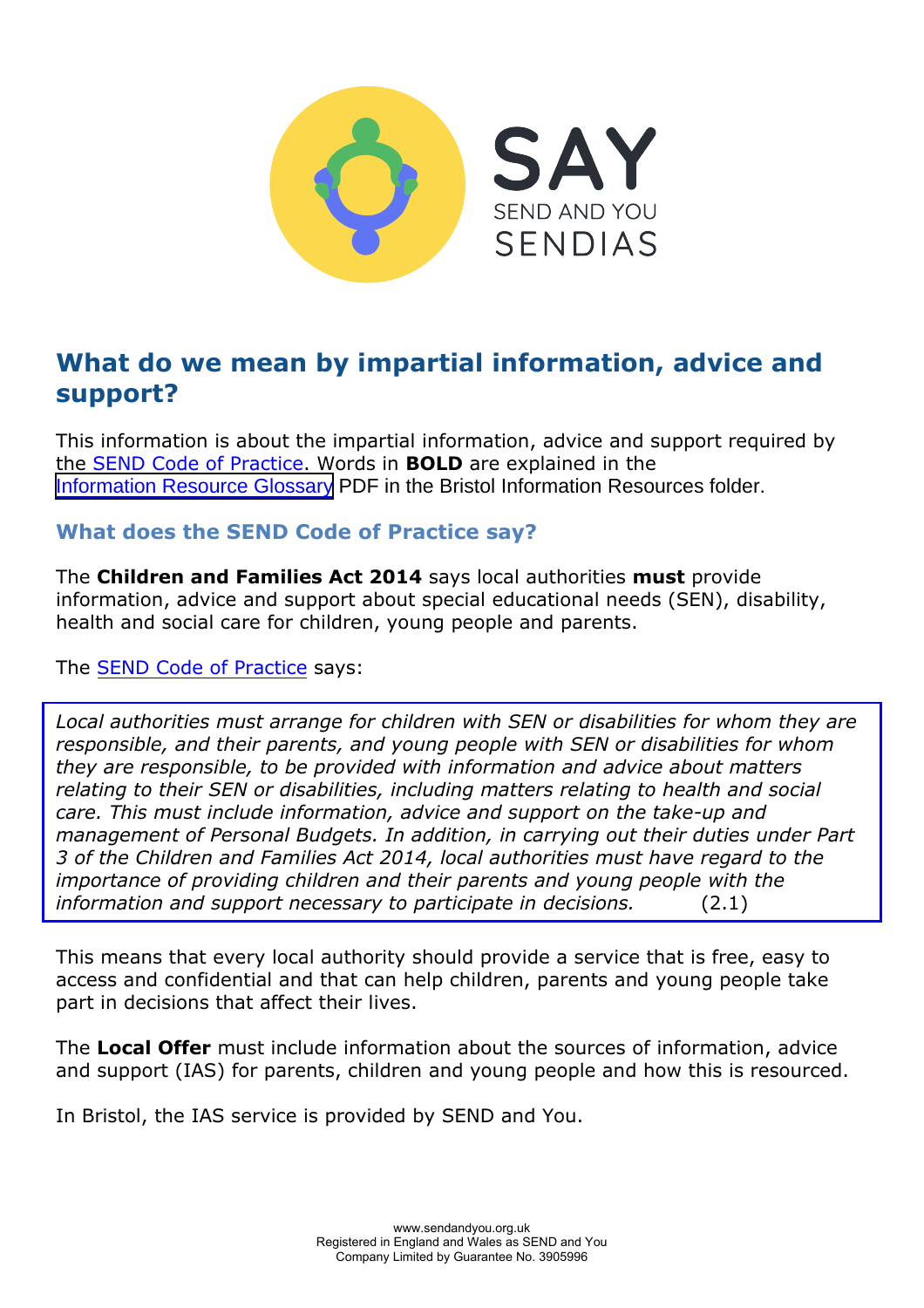# What do we mean by impartial information, advice and support?

This information is about the impartial information, advice and support required by the SEND Code of Practice. Words in **BOLD** are explained in the Information Resource Glossary PDF in the Bristol Information Resources folder.

## What does the SEND Code of Practice say?

The **Children and Families Act 2014** says local authorities **must** provide information, advice and support about special educational needs (SEN), disability, health and social care for children, young people and parents.

The SEND Code of Practice says:

> *Local authorities must arrange for children with SEN or disabilities for whom they are responsible, and their parents, and young people with SEN or disabilities for whom they are responsible, to be provided with information and advice about matters relating to their SEN or disabilities, including matters relating to health and social care. This must include information, advice and support on the take-up and management of Personal Budgets. In addition, in carrying out their duties under Part 3 of the Children and Families Act 2014, local authorities must have regard to the importance of providing children and their parents and young people with the information and support necessary to participate in decisions.* (2.1)

This means that every local authority should provide a service that is free, easy to access and confidential and that can help children, parents and young people take part in decisions that affect their lives.

The **Local Offer** must include information about the sources of information, advice and support (IAS) for parents, children and young people and how this is resourced.

In Bristol, the IAS service is provided by SEND and You.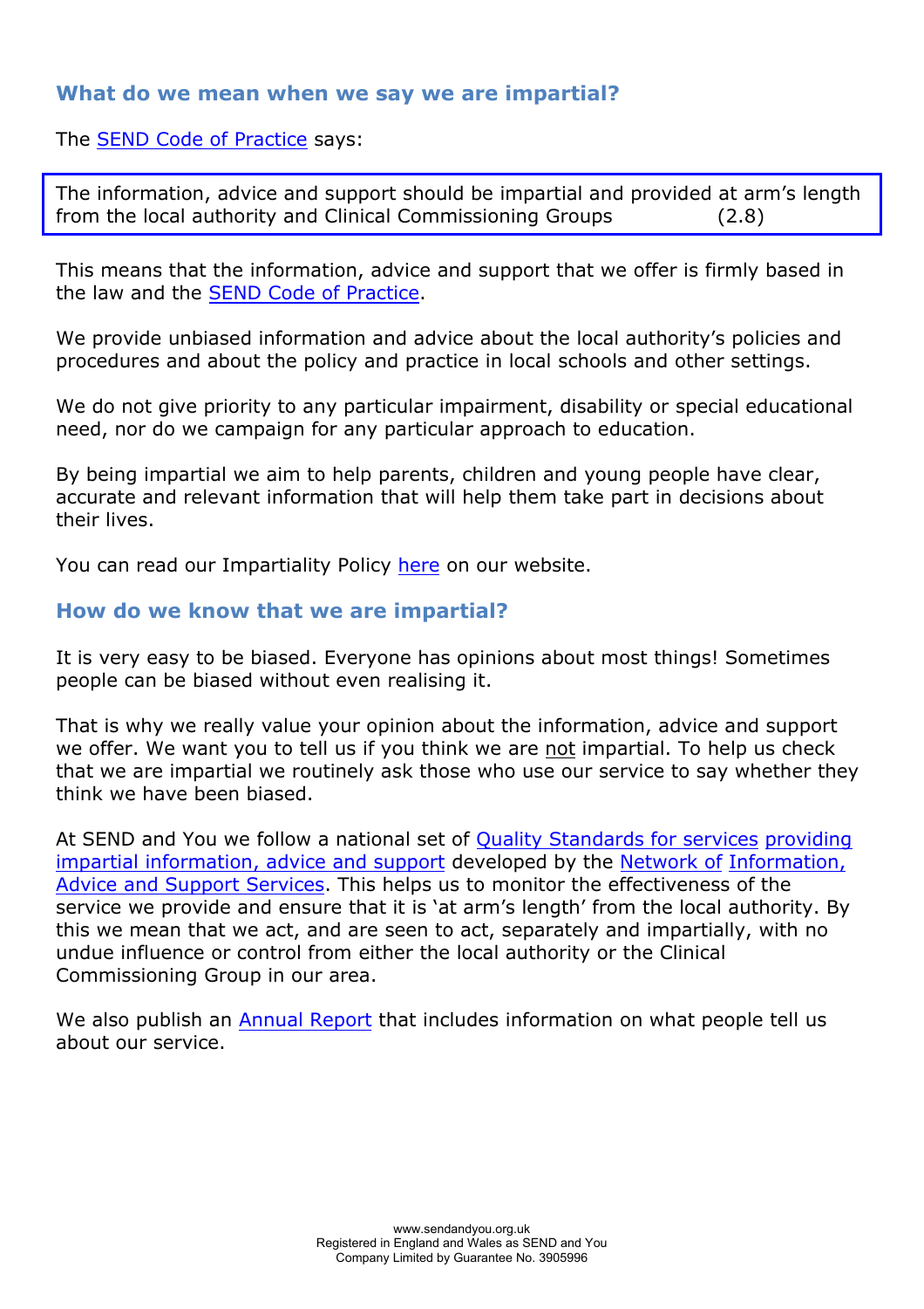## What do we mean when we say we are impartial?

The SEND Code of Practice says:

> The information, advice and support should be impartial and provided at arm's length from the local authority and Clinical Commissioning Groups (2.8)

This means that the information, advice and support that we offer is firmly based in the law and the SEND Code of Practice.

We provide unbiased information and advice about the local authority's policies and procedures and about the policy and practice in local schools and other settings.

We do not give priority to any particular impairment, disability or special educational need, nor do we campaign for any particular approach to education.

By being impartial we aim to help parents, children and young people have clear, accurate and relevant information that will help them take part in decisions about their lives.

You can read our Impartiality Policy here on our website.

## How do we know that we are impartial?

It is very easy to be biased. Everyone has opinions about most things! Sometimes people can be biased without even realising it.

That is why we really value your opinion about the information, advice and support we offer. We want you to tell us if you think we are not impartial. To help us check that we are impartial we routinely ask those who use our service to say whether they think we have been biased.

At SEND and You we follow a national set of Quality Standards for services providing impartial information, advice and support developed by the Network of Information, Advice and Support Services. This helps us to monitor the effectiveness of the service we provide and ensure that it is 'at arm's length' from the local authority. By this we mean that we act, and are seen to act, separately and impartially, with no undue influence or control from either the local authority or the Clinical Commissioning Group in our area.

We also publish an Annual Report that includes information on what people tell us about our service.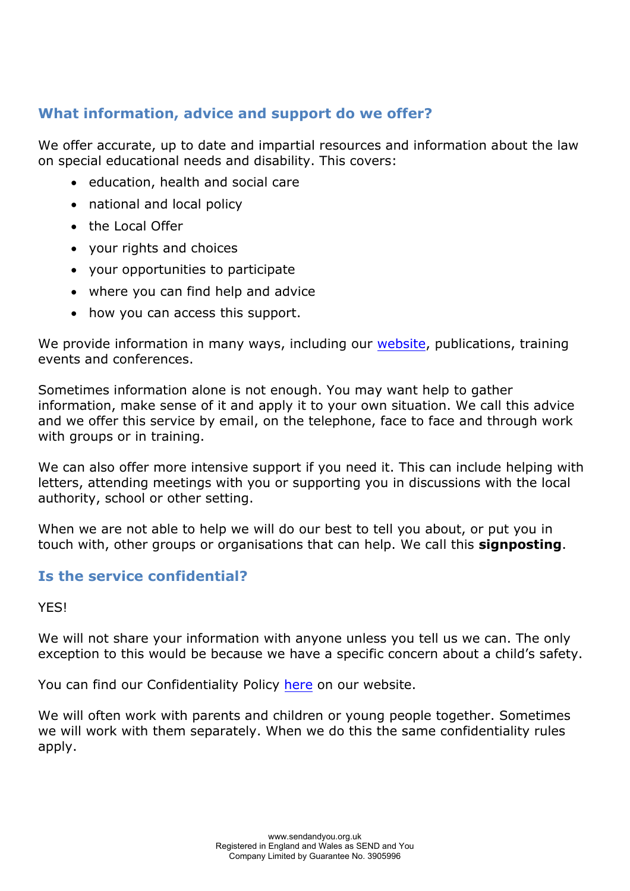## What information, advice and support do we offer?

We offer accurate, up to date and impartial resources and information about the law on special educational needs and disability. This covers:

- education, health and social care
- national and local policy
- the Local Offer
- your rights and choices
- your opportunities to participate
- where you can find help and advice
- how you can access this support.

We provide information in many ways, including our [website](), publications, training events and conferences.

Sometimes information alone is not enough. You may want help to gather information, make sense of it and apply it to your own situation. We call this advice and we offer this service by email, on the telephone, face to face and through work with groups or in training.

We can also offer more intensive support if you need it. This can include helping with letters, attending meetings with you or supporting you in discussions with the local authority, school or other setting.

When we are not able to help we will do our best to tell you about, or put you in touch with, other groups or organisations that can help. We call this **signposting**.

## Is the service confidential?

YES!

We will not share your information with anyone unless you tell us we can. The only exception to this would be because we have a specific concern about a child's safety.

You can find our Confidentiality Policy [here]() on our website.

We will often work with parents and children or young people together. Sometimes we will work with them separately. When we do this the same confidentiality rules apply.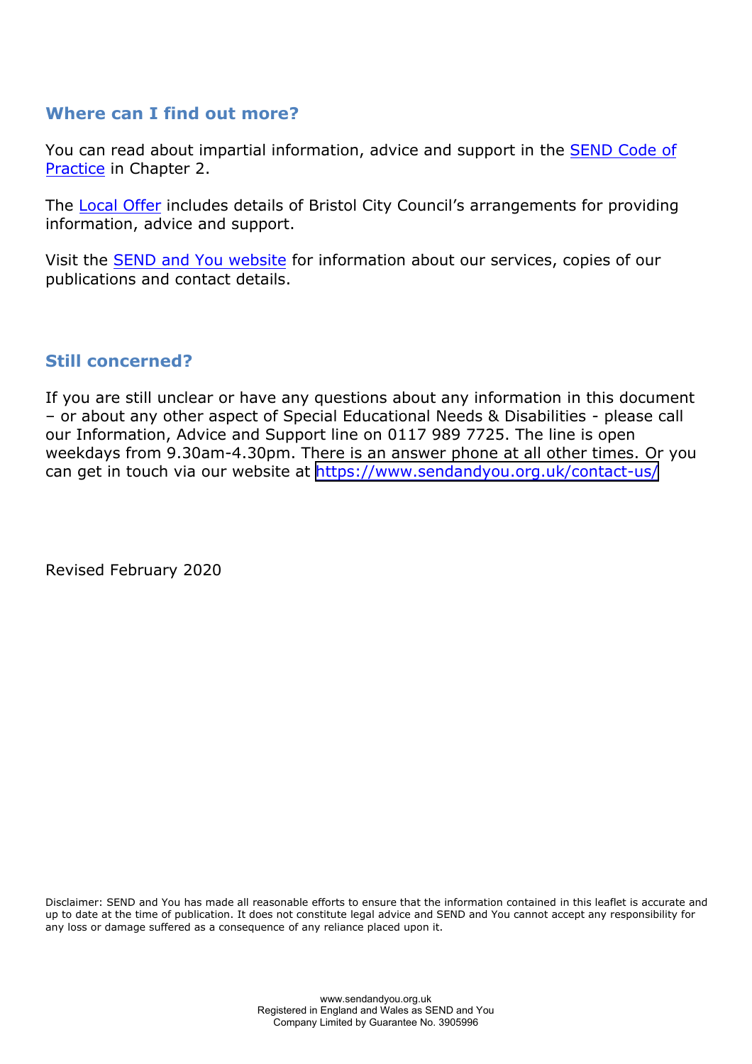## Where can I find out more?

You can read about impartial information, advice and support in the SEND Code of Practice in Chapter 2.

The Local Offer includes details of Bristol City Council's arrangements for providing information, advice and support.

Visit the SEND and You website for information about our services, copies of our publications and contact details.

## Still concerned?

If you are still unclear or have any questions about any information in this document – or about any other aspect of Special Educational Needs & Disabilities - please call our Information, Advice and Support line on 0117 989 7725. The line is open weekdays from 9.30am-4.30pm. There is an answer phone at all other times. Or you can get in touch via our website at https://www.sendandyou.org.uk/contact-us/

Revised February 2020

Disclaimer: SEND and You has made all reasonable efforts to ensure that the information contained in this leaflet is accurate and up to date at the time of publication. It does not constitute legal advice and SEND and You cannot accept any responsibility for any loss or damage suffered as a consequence of any reliance placed upon it.

www.sendandyou.org.uk
Registered in England and Wales as SEND and You
Company Limited by Guarantee No. 3905996